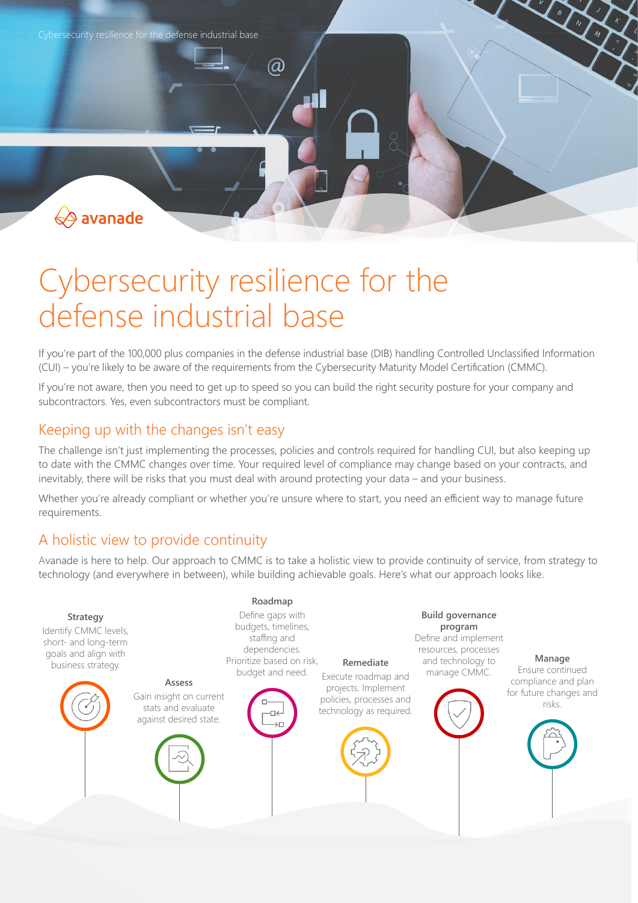# Cybersecurity resilience for the defense industrial base

If you're part of the 100,000 plus companies in the defense industrial base (DIB) handling Controlled Unclassified Information (CUI) – you're likely to be aware of the requirements from the Cybersecurity Maturity Model Certification (CMMC).

If you're not aware, then you need to get up to speed so you can build the right security posture for your company and subcontractors. Yes, even subcontractors must be compliant.

## Keeping up with the changes isn't easy

The challenge isn't just implementing the processes, policies and controls required for handling CUI, but also keeping up to date with the CMMC changes over time. Your required level of compliance may change based on your contracts, and inevitably, there will be risks that you must deal with around protecting your data – and your business.

Whether you're already compliant or whether you're unsure where to start, you need an efficient way to manage future requirements.

## A holistic view to provide continuity

Avanade is here to help. Our approach to CMMC is to take a holistic view to provide continuity of service, from strategy to technology (and everywhere in between), while building achievable goals. Here's what our approach looks like.

**Strategy**
Identify CMMC levels, short- and long-term goals and align with business strategy.

**Assess**
Gain insight on current stats and evaluate against desired state.

**Roadmap**
Define gaps with budgets, timelines, staffing and dependencies. Prioritize based on risk, budget and need.

**Remediate**
Execute roadmap and projects. Implement policies, processes and technology as required.

**Build governance program**
Define and implement resources, processes and technology to manage CMMC.

**Manage**
Ensure continued compliance and plan for future changes and risks.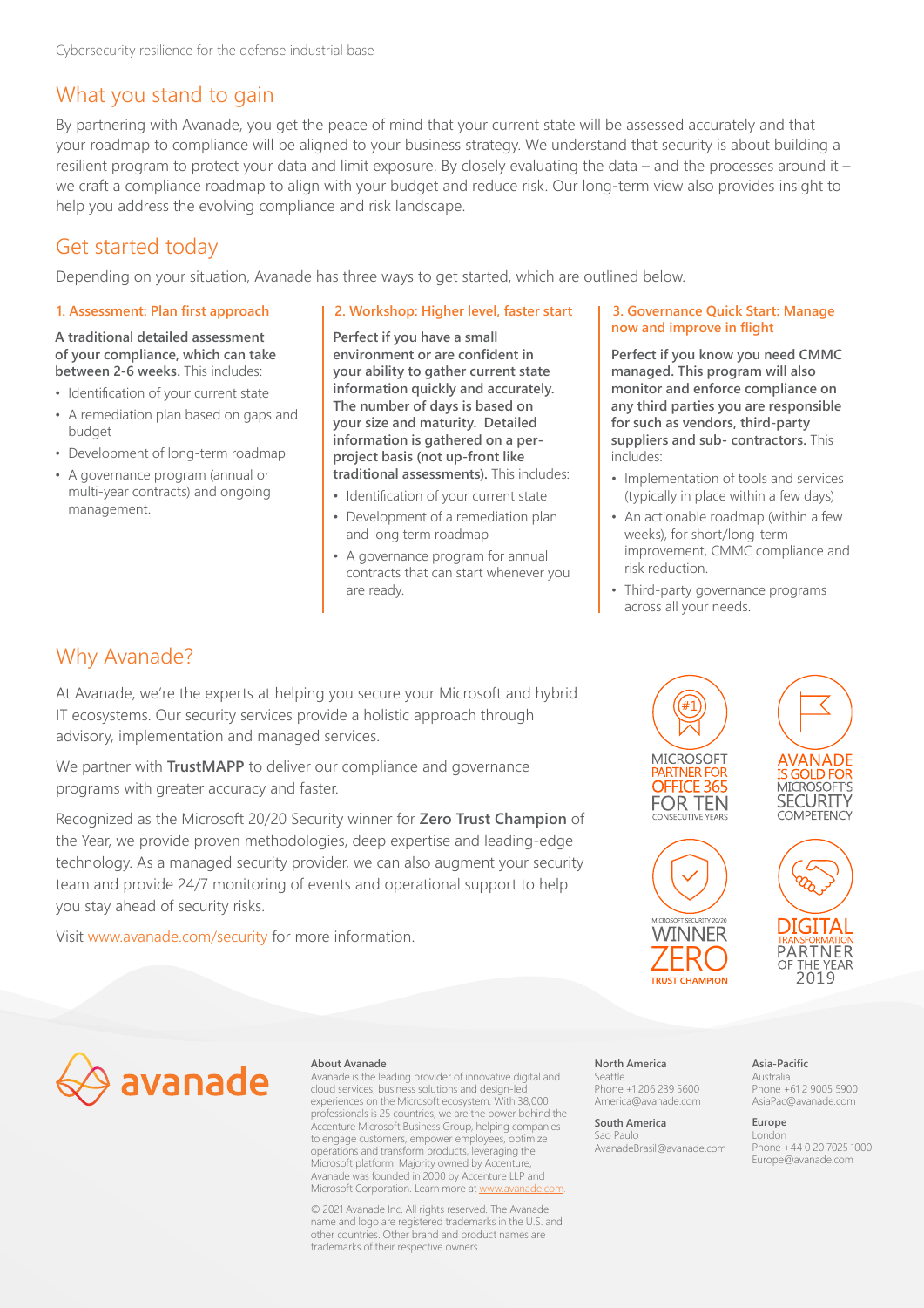## What you stand to gain

By partnering with Avanade, you get the peace of mind that your current state will be assessed accurately and that your roadmap to compliance will be aligned to your business strategy. We understand that security is about building a resilient program to protect your data and limit exposure. By closely evaluating the data – and the processes around it – we craft a compliance roadmap to align with your budget and reduce risk. Our long-term view also provides insight to help you address the evolving compliance and risk landscape.

## Get started today

Depending on your situation, Avanade has three ways to get started, which are outlined below.

### 1. Assessment: Plan first approach

**A traditional detailed assessment of your compliance, which can take between 2-6 weeks.** This includes:

- Identification of your current state
- A remediation plan based on gaps and budget
- Development of long-term roadmap
- A governance program (annual or multi-year contracts) and ongoing management.

### 2. Workshop: Higher level, faster start

**Perfect if you have a small environment or are confident in your ability to gather current state information quickly and accurately. The number of days is based on your size and maturity. Detailed information is gathered on a per-project basis (not up-front like traditional assessments).** This includes:

- Identification of your current state
- Development of a remediation plan and long term roadmap
- A governance program for annual contracts that can start whenever you are ready.

### 3. Governance Quick Start: Manage now and improve in flight

**Perfect if you know you need CMMC managed. This program will also monitor and enforce compliance on any third parties you are responsible for such as vendors, third-party suppliers and sub- contractors.** This includes:

- Implementation of tools and services (typically in place within a few days)
- An actionable roadmap (within a few weeks), for short/long-term improvement, CMMC compliance and risk reduction.
- Third-party governance programs across all your needs.

## Why Avanade?

At Avanade, we're the experts at helping you secure your Microsoft and hybrid IT ecosystems. Our security services provide a holistic approach through advisory, implementation and managed services.

We partner with **TrustMAPP** to deliver our compliance and governance programs with greater accuracy and faster.

Recognized as the Microsoft 20/20 Security winner for **Zero Trust Champion** of the Year, we provide proven methodologies, deep expertise and leading-edge technology. As a managed security provider, we can also augment your security team and provide 24/7 monitoring of events and operational support to help you stay ahead of security risks.

Visit www.avanade.com/security for more information.

#1 MICROSOFT PARTNER FOR OFFICE 365 FOR TEN CONSECUTIVE YEARS

AVANADE IS GOLD FOR MICROSOFT'S SECURITY COMPETENCY

MICROSOFT SECURITY 20/20 WINNER ZERO TRUST CHAMPION

DIGITAL TRANSFORMATION PARTNER OF THE YEAR 2019

avanade

**About Avanade**
Avanade is the leading provider of innovative digital and cloud services, business solutions and design-led experiences on the Microsoft ecosystem. With 38,000 professionals is 25 countries, we are the power behind the Accenture Microsoft Business Group, helping companies to engage customers, empower employees, optimize operations and transform products, leveraging the Microsoft platform. Majority owned by Accenture, Avanade was founded in 2000 by Accenture LLP and Microsoft Corporation. Learn more at www.avanade.com.

© 2021 Avanade Inc. All rights reserved. The Avanade name and logo are registered trademarks in the U.S. and other countries. Other brand and product names are trademarks of their respective owners.

**North America**
Seattle
Phone +1 206 239 5600
America@avanade.com

**South America**
Sao Paulo
AvanadeBrasil@avanade.com

**Asia-Pacific**
Australia
Phone +61 2 9005 5900
AsiaPac@avanade.com

**Europe**
London
Phone +44 0 20 7025 1000
Europe@avanade.com